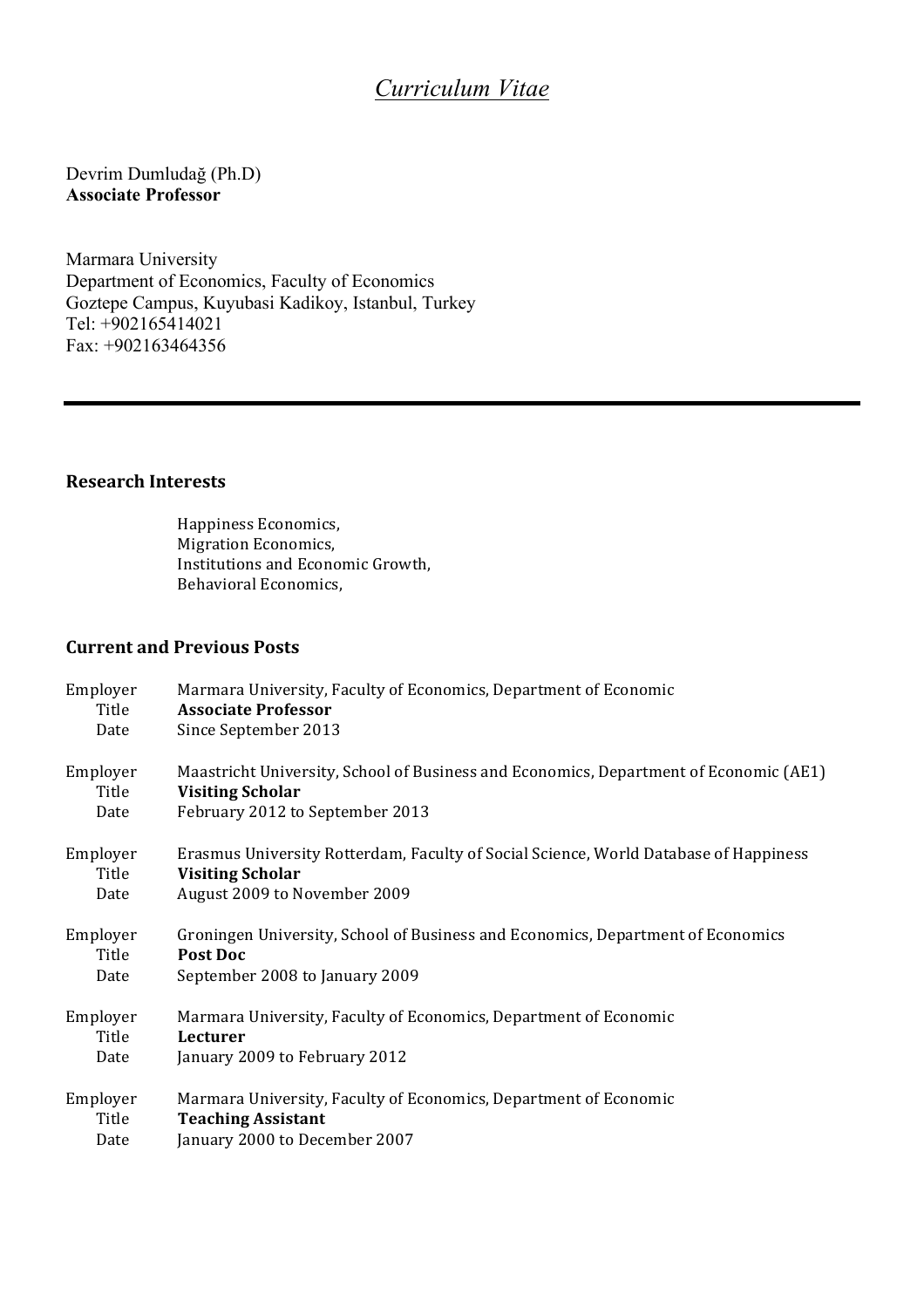# *Curriculum Vitae*

Devrim Dumludağ (Ph.D)
**Associate Professor**

Marmara University
Department of Economics, Faculty of Economics
Goztepe Campus, Kuyubasi Kadikoy, Istanbul, Turkey
Tel: +902165414021
Fax: +902163464356

---

## Research Interests

Happiness Economics,
Migration Economics,
Institutions and Economic Growth,
Behavioral Economics,

## Current and Previous Posts

| | |
|---|---|
| Employer | Marmara University, Faculty of Economics, Department of Economic |
| Title | **Associate Professor** |
| Date | Since September 2013 |
| Employer | Maastricht University, School of Business and Economics, Department of Economic (AE1) |
| Title | **Visiting Scholar** |
| Date | February 2012 to September 2013 |
| Employer | Erasmus University Rotterdam, Faculty of Social Science, World Database of Happiness |
| Title | **Visiting Scholar** |
| Date | August 2009 to November 2009 |
| Employer | Groningen University, School of Business and Economics, Department of Economics |
| Title | **Post Doc** |
| Date | September 2008 to January 2009 |
| Employer | Marmara University, Faculty of Economics, Department of Economic |
| Title | **Lecturer** |
| Date | January 2009 to February 2012 |
| Employer | Marmara University, Faculty of Economics, Department of Economic |
| Title | **Teaching Assistant** |
| Date | January 2000 to December 2007 |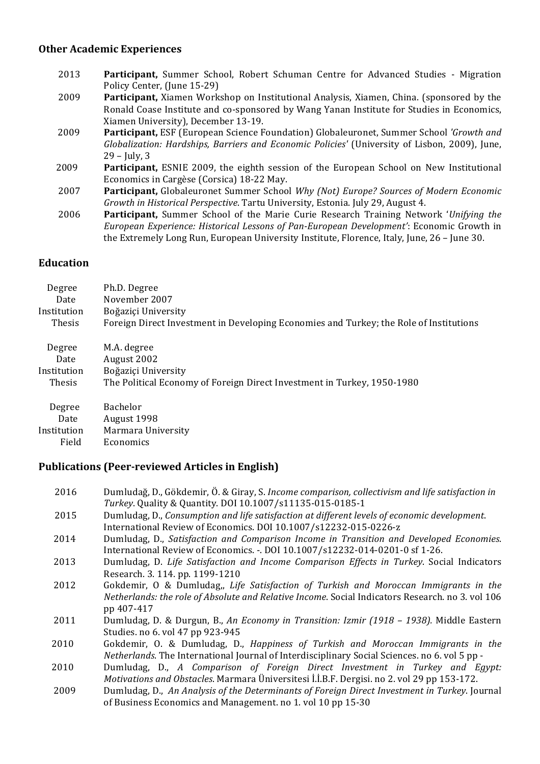## Other Academic Experiences

| | |
|---|---|
| 2013 | **Participant,** Summer School, Robert Schuman Centre for Advanced Studies - Migration Policy Center, (June 15-29) |
| 2009 | **Participant,** Xiamen Workshop on Institutional Analysis, Xiamen, China. (sponsored by the Ronald Coase Institute and co-sponsored by Wang Yanan Institute for Studies in Economics, Xiamen University), December 13-19. |
| 2009 | **Participant,** ESF (European Science Foundation) Globaleuronet, Summer School *'Growth and Globalization: Hardships, Barriers and Economic Policies'* (University of Lisbon, 2009), June, 29 – July, 3 |
| 2009 | **Participant,** ESNIE 2009, the eighth session of the European School on New Institutional Economics in Cargèse (Corsica) 18-22 May. |
| 2007 | **Participant,** Globaleuronet Summer School *Why (Not) Europe? Sources of Modern Economic Growth in Historical Perspective*. Tartu University, Estonia. July 29, August 4. |
| 2006 | **Participant,** Summer School of the Marie Curie Research Training Network '*Unifying the European Experience: Historical Lessons of Pan-European Development'*: Economic Growth in the Extremely Long Run, European University Institute, Florence, Italy, June, 26 – June 30. |

## Education

| | |
|---|---|
| Degree | Ph.D. Degree |
| Date | November 2007 |
| Institution | Boğaziçi University |
| Thesis | Foreign Direct Investment in Developing Economies and Turkey; the Role of Institutions |

| | |
|---|---|
| Degree | M.A. degree |
| Date | August 2002 |
| Institution | Boğaziçi University |
| Thesis | The Political Economy of Foreign Direct Investment in Turkey, 1950-1980 |

| | |
|---|---|
| Degree | Bachelor |
| Date | August 1998 |
| Institution | Marmara University |
| Field | Economics |

## Publications (Peer-reviewed Articles in English)

| | |
|---|---|
| 2016 | Dumludağ, D., Gökdemir, Ö. & Giray, S. *Income comparison, collectivism and life satisfaction in Turkey*. Quality & Quantity. DOI 10.1007/s11135-015-0185-1 |
| 2015 | Dumludag, D., *Consumption and life satisfaction at different levels of economic development*. International Review of Economics. DOI 10.1007/s12232-015-0226-z |
| 2014 | Dumludag, D., *Satisfaction and Comparison Income in Transition and Developed Economies*. International Review of Economics. -. DOI 10.1007/s12232-014-0201-0 sf 1-26. |
| 2013 | Dumludag, D. *Life Satisfaction and Income Comparison Effects in Turkey*. Social Indicators Research. 3. 114. pp. 1199-1210 |
| 2012 | Gokdemir, O & Dumludag,, *Life Satisfaction of Turkish and Moroccan Immigrants in the Netherlands: the role of Absolute and Relative Income*. Social Indicators Research. no 3. vol 106 pp 407-417 |
| 2011 | Dumludag, D. & Durgun, B., *An Economy in Transition: Izmir (1918 – 1938).* Middle Eastern Studies. no 6. vol 47 pp 923-945 |
| 2010 | Gokdemir, O. & Dumludag, D., *Happiness of Turkish and Moroccan Immigrants in the Netherlands*. The International Journal of Interdisciplinary Social Sciences. no 6. vol 5 pp - |
| 2010 | Dumludag, D., *A Comparison of Foreign Direct Investment in Turkey and Egypt: Motivations and Obstacles*. Marmara Üniversitesi İ.İ.B.F. Dergisi. no 2. vol 29 pp 153-172. |
| 2009 | Dumludag, D., *An Analysis of the Determinants of Foreign Direct Investment in Turkey*. Journal of Business Economics and Management. no 1. vol 10 pp 15-30 |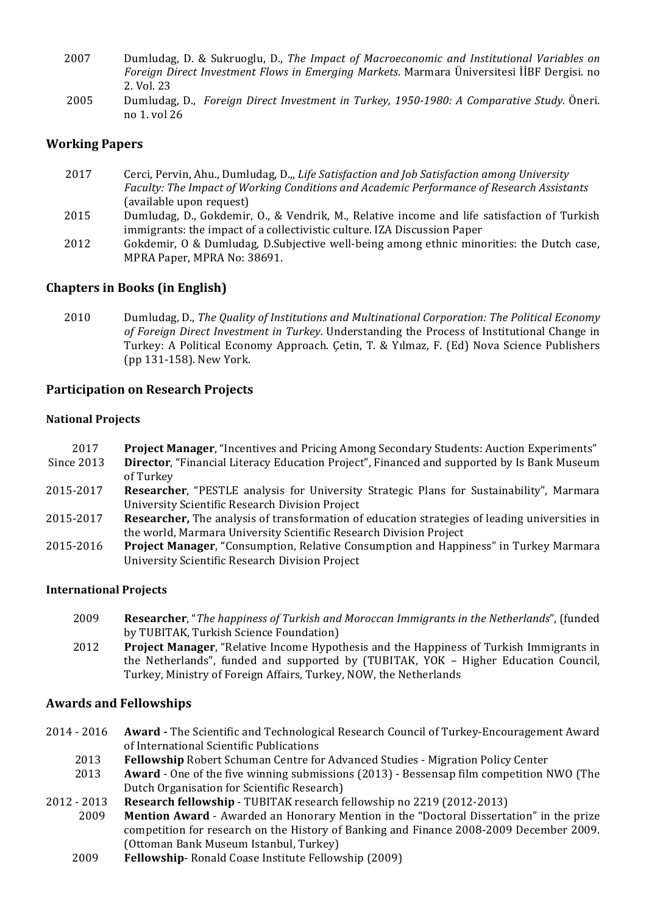2007 Dumludag, D. & Sukruoglu, D., *The Impact of Macroeconomic and Institutional Variables on Foreign Direct Investment Flows in Emerging Markets*. Marmara Üniversitesi İİBF Dergisi. no 2. Vol. 23

2005 Dumludag, D., *Foreign Direct Investment in Turkey, 1950-1980: A Comparative Study.* Öneri. no 1. vol 26

## Working Papers

2017 Cerci, Pervin, Ahu., Dumludag, D.,, *Life Satisfaction and Job Satisfaction among University Faculty: The Impact of Working Conditions and Academic Performance of Research Assistants* (available upon request)

2015 Dumludag, D., Gokdemir, O., & Vendrik, M., Relative income and life satisfaction of Turkish immigrants: the impact of a collectivistic culture. IZA Discussion Paper

2012 Gokdemir, O & Dumludag, D.Subjective well-being among ethnic minorities: the Dutch case, MPRA Paper, MPRA No: 38691.

## Chapters in Books (in English)

2010 Dumludag, D., *The Quality of Institutions and Multinational Corporation: The Political Economy of Foreign Direct Investment in Turkey*. Understanding the Process of Institutional Change in Turkey: A Political Economy Approach. Çetin, T. & Yılmaz, F. (Ed) Nova Science Publishers (pp 131-158). New York.

## Participation on Research Projects

### National Projects

2017 **Project Manager**, "Incentives and Pricing Among Secondary Students: Auction Experiments"

Since 2013 **Director**, "Financial Literacy Education Project", Financed and supported by Is Bank Museum of Turkey

2015-2017 **Researcher**, "PESTLE analysis for University Strategic Plans for Sustainability", Marmara University Scientific Research Division Project

2015-2017 **Researcher,** The analysis of transformation of education strategies of leading universities in the world, Marmara University Scientific Research Division Project

2015-2016 **Project Manager**, "Consumption, Relative Consumption and Happiness" in Turkey Marmara University Scientific Research Division Project

### International Projects

2009 **Researcher**, "*The happiness of Turkish and Moroccan Immigrants in the Netherlands*", (funded by TUBITAK, Turkish Science Foundation)

2012 **Project Manager**, "Relative Income Hypothesis and the Happiness of Turkish Immigrants in the Netherlands", funded and supported by (TUBITAK, YOK – Higher Education Council, Turkey, Ministry of Foreign Affairs, Turkey, NOW, the Netherlands

## Awards and Fellowships

2014 - 2016 **Award -** The Scientific and Technological Research Council of Turkey-Encouragement Award of International Scientific Publications

2013 **Fellowship** Robert Schuman Centre for Advanced Studies - Migration Policy Center

2013 **Award** - One of the five winning submissions (2013) - Bessensap film competition NWO (The Dutch Organisation for Scientific Research)

2012 - 2013 **Research fellowship** - TUBITAK research fellowship no 2219 (2012-2013)

2009 **Mention Award** - Awarded an Honorary Mention in the "Doctoral Dissertation" in the prize competition for research on the History of Banking and Finance 2008-2009 December 2009. (Ottoman Bank Museum Istanbul, Turkey)

2009 **Fellowship**- Ronald Coase Institute Fellowship (2009)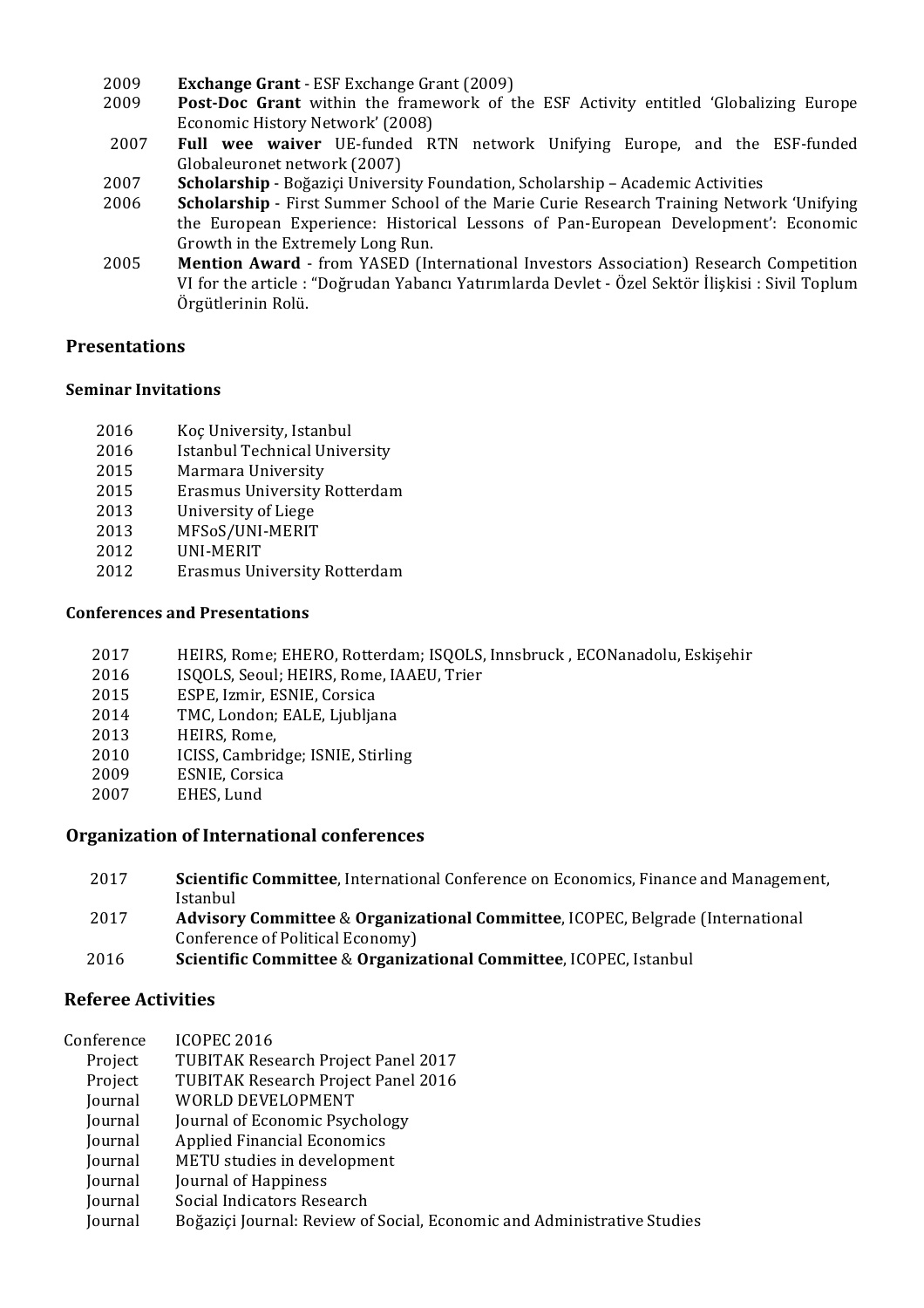| | |
|---|---|
| 2009 | **Exchange Grant** - ESF Exchange Grant (2009) |
| 2009 | **Post-Doc Grant** within the framework of the ESF Activity entitled 'Globalizing Europe Economic History Network' (2008) |
| 2007 | **Full wee waiver** UE-funded RTN network Unifying Europe, and the ESF-funded Globaleuronet network (2007) |
| 2007 | **Scholarship** - Boğaziçi University Foundation, Scholarship – Academic Activities |
| 2006 | **Scholarship** - First Summer School of the Marie Curie Research Training Network 'Unifying the European Experience: Historical Lessons of Pan-European Development': Economic Growth in the Extremely Long Run. |
| 2005 | **Mention Award** - from YASED (International Investors Association) Research Competition VI for the article : "Doğrudan Yabancı Yatırımlarda Devlet - Özel Sektör İlişkisi : Sivil Toplum Örgütlerinin Rolü. |

## Presentations

### Seminar Invitations

| | |
|---|---|
| 2016 | Koç University, Istanbul |
| 2016 | Istanbul Technical University |
| 2015 | Marmara University |
| 2015 | Erasmus University Rotterdam |
| 2013 | University of Liege |
| 2013 | MFSoS/UNI-MERIT |
| 2012 | UNI-MERIT |
| 2012 | Erasmus University Rotterdam |

### Conferences and Presentations

| | |
|---|---|
| 2017 | HEIRS, Rome; EHERO, Rotterdam; ISQOLS, Innsbruck , ECONanadolu, Eskişehir |
| 2016 | ISQOLS, Seoul; HEIRS, Rome, IAAEU, Trier |
| 2015 | ESPE, Izmir, ESNIE, Corsica |
| 2014 | TMC, London; EALE, Ljubljana |
| 2013 | HEIRS, Rome, |
| 2010 | ICISS, Cambridge; ISNIE, Stirling |
| 2009 | ESNIE, Corsica |
| 2007 | EHES, Lund |

## Organization of International conferences

| | |
|---|---|
| 2017 | **Scientific Committee**, International Conference on Economics, Finance and Management, Istanbul |
| 2017 | **Advisory Committee** & **Organizational Committee**, ICOPEC, Belgrade (International Conference of Political Economy) |
| 2016 | **Scientific Committee** & **Organizational Committee**, ICOPEC, Istanbul |

## Referee Activities

| | |
|---|---|
| Conference | ICOPEC 2016 |
| Project | TUBITAK Research Project Panel 2017 |
| Project | TUBITAK Research Project Panel 2016 |
| Journal | WORLD DEVELOPMENT |
| Journal | Journal of Economic Psychology |
| Journal | Applied Financial Economics |
| Journal | METU studies in development |
| Journal | Journal of Happiness |
| Journal | Social Indicators Research |
| Journal | Boğaziçi Journal: Review of Social, Economic and Administrative Studies |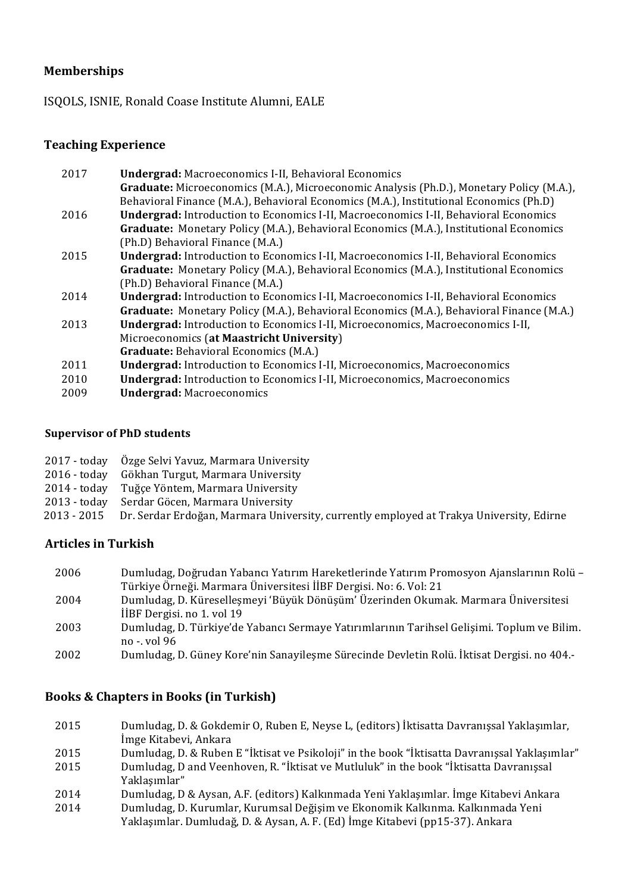## Memberships

ISQOLS, ISNIE, Ronald Coase Institute Alumni, EALE

## Teaching Experience

| | |
|---|---|
| 2017 | **Undergrad:** Macroeconomics I-II, Behavioral Economics<br>**Graduate:** Microeconomics (M.A.), Microeconomic Analysis (Ph.D.), Monetary Policy (M.A.), Behavioral Finance (M.A.), Behavioral Economics (M.A.), Institutional Economics (Ph.D) |
| 2016 | **Undergrad:** Introduction to Economics I-II, Macroeconomics I-II, Behavioral Economics<br>**Graduate:** Monetary Policy (M.A.), Behavioral Economics (M.A.), Institutional Economics (Ph.D) Behavioral Finance (M.A.) |
| 2015 | **Undergrad:** Introduction to Economics I-II, Macroeconomics I-II, Behavioral Economics<br>**Graduate:** Monetary Policy (M.A.), Behavioral Economics (M.A.), Institutional Economics (Ph.D) Behavioral Finance (M.A.) |
| 2014 | **Undergrad:** Introduction to Economics I-II, Macroeconomics I-II, Behavioral Economics<br>**Graduate:** Monetary Policy (M.A.), Behavioral Economics (M.A.), Behavioral Finance (M.A.) |
| 2013 | **Undergrad:** Introduction to Economics I-II, Microeconomics, Macroeconomics I-II, Microeconomics (**at Maastricht University**)<br>**Graduate:** Behavioral Economics (M.A.) |
| 2011 | **Undergrad:** Introduction to Economics I-II, Microeconomics, Macroeconomics |
| 2010 | **Undergrad:** Introduction to Economics I-II, Microeconomics, Macroeconomics |
| 2009 | **Undergrad:** Macroeconomics |

### Supervisor of PhD students

| | |
|---|---|
| 2017 - today | Özge Selvi Yavuz, Marmara University |
| 2016 - today | Gökhan Turgut, Marmara University |
| 2014 - today | Tuğçe Yöntem, Marmara University |
| 2013 - today | Serdar Göcen, Marmara University |
| 2013 - 2015 | Dr. Serdar Erdoğan, Marmara University, currently employed at Trakya University, Edirne |

## Articles in Turkish

| | |
|---|---|
| 2006 | Dumludag, Doğrudan Yabancı Yatırım Hareketlerinde Yatırım Promosyon Ajanslarının Rolü – Türkiye Örneği. Marmara Üniversitesi İİBF Dergisi. No: 6. Vol: 21 |
| 2004 | Dumludag, D. Küreselleşmeyi 'Büyük Dönüşüm' Üzerinden Okumak. Marmara Üniversitesi İİBF Dergisi. no 1. vol 19 |
| 2003 | Dumludag, D. Türkiye'de Yabancı Sermaye Yatırımlarının Tarihsel Gelişimi. Toplum ve Bilim. no -. vol 96 |
| 2002 | Dumludag, D. Güney Kore'nin Sanayileşme Sürecinde Devletin Rolü. İktisat Dergisi. no 404.- |

## Books & Chapters in Books (in Turkish)

| | |
|---|---|
| 2015 | Dumludag, D. & Gokdemir O, Ruben E, Neyse L, (editors) İktisatta Davranışsal Yaklaşımlar, İmge Kitabevi, Ankara |
| 2015 | Dumludag, D. & Ruben E "İktisat ve Psikoloji" in the book "İktisatta Davranışsal Yaklaşımlar" |
| 2015 | Dumludag, D and Veenhoven, R. "İktisat ve Mutluluk" in the book "İktisatta Davranışsal Yaklaşımlar" |
| 2014 | Dumludag, D & Aysan, A.F. (editors) Kalkınmada Yeni Yaklaşımlar. İmge Kitabevi Ankara |
| 2014 | Dumludag, D. Kurumlar, Kurumsal Değişim ve Ekonomik Kalkınma. Kalkınmada Yeni Yaklaşımlar. Dumludağ, D. & Aysan, A. F. (Ed) İmge Kitabevi (pp15-37). Ankara |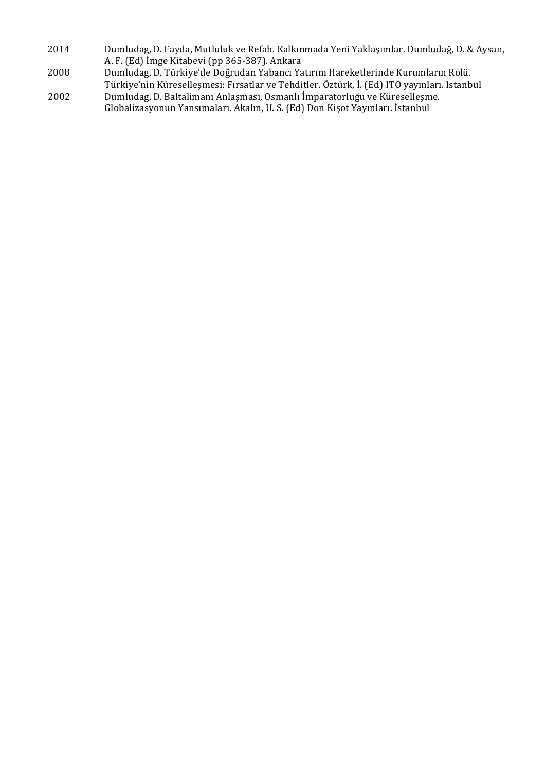2014 Dumludag, D. Fayda, Mutluluk ve Refah. Kalkınmada Yeni Yaklaşımlar. Dumludağ, D. & Aysan, A. F. (Ed) İmge Kitabevi (pp 365-387). Ankara

2008 Dumludag, D. Türkiye'de Doğrudan Yabancı Yatırım Hareketlerinde Kurumların Rolü. Türkiye'nin Küreselleşmesi: Fırsatlar ve Tehditler. Öztürk, İ. (Ed) ITO yayınları. Istanbul

2002 Dumludag, D. Baltalimanı Anlaşması, Osmanlı İmparatorluğu ve Küreselleşme. Globalizasyonun Yansımaları. Akalın, U. S. (Ed) Don Kişot Yayınları. İstanbul